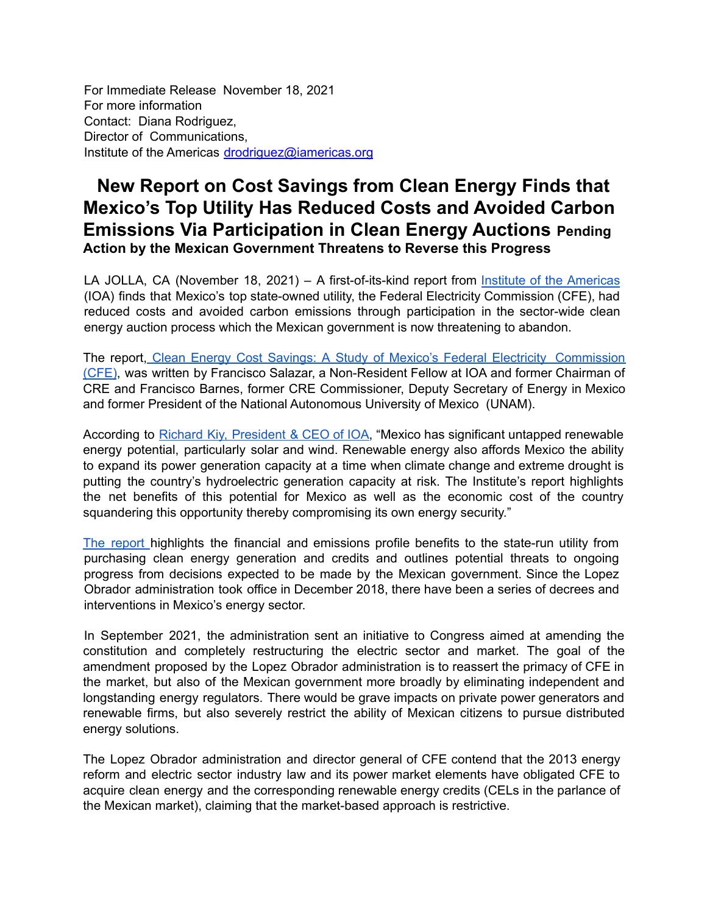For Immediate Release November 18, 2021
For more information
Contact: Diana Rodriguez,
Director of Communications,
Institute of the Americas drodriguez@iamericas.org

# New Report on Cost Savings from Clean Energy Finds that Mexico's Top Utility Has Reduced Costs and Avoided Carbon Emissions Via Participation in Clean Energy Auctions

**Pending Action by the Mexican Government Threatens to Reverse this Progress**

LA JOLLA, CA (November 18, 2021) – A first-of-its-kind report from Institute of the Americas (IOA) finds that Mexico's top state-owned utility, the Federal Electricity Commission (CFE), had reduced costs and avoided carbon emissions through participation in the sector-wide clean energy auction process which the Mexican government is now threatening to abandon.

The report, Clean Energy Cost Savings: A Study of Mexico's Federal Electricity Commission (CFE), was written by Francisco Salazar, a Non-Resident Fellow at IOA and former Chairman of CRE and Francisco Barnes, former CRE Commissioner, Deputy Secretary of Energy in Mexico and former President of the National Autonomous University of Mexico (UNAM).

According to Richard Kiy, President & CEO of IOA, "Mexico has significant untapped renewable energy potential, particularly solar and wind. Renewable energy also affords Mexico the ability to expand its power generation capacity at a time when climate change and extreme drought is putting the country's hydroelectric generation capacity at risk. The Institute's report highlights the net benefits of this potential for Mexico as well as the economic cost of the country squandering this opportunity thereby compromising its own energy security."

The report highlights the financial and emissions profile benefits to the state-run utility from purchasing clean energy generation and credits and outlines potential threats to ongoing progress from decisions expected to be made by the Mexican government. Since the Lopez Obrador administration took office in December 2018, there have been a series of decrees and interventions in Mexico's energy sector.

In September 2021, the administration sent an initiative to Congress aimed at amending the constitution and completely restructuring the electric sector and market. The goal of the amendment proposed by the Lopez Obrador administration is to reassert the primacy of CFE in the market, but also of the Mexican government more broadly by eliminating independent and longstanding energy regulators. There would be grave impacts on private power generators and renewable firms, but also severely restrict the ability of Mexican citizens to pursue distributed energy solutions.

The Lopez Obrador administration and director general of CFE contend that the 2013 energy reform and electric sector industry law and its power market elements have obligated CFE to acquire clean energy and the corresponding renewable energy credits (CELs in the parlance of the Mexican market), claiming that the market-based approach is restrictive.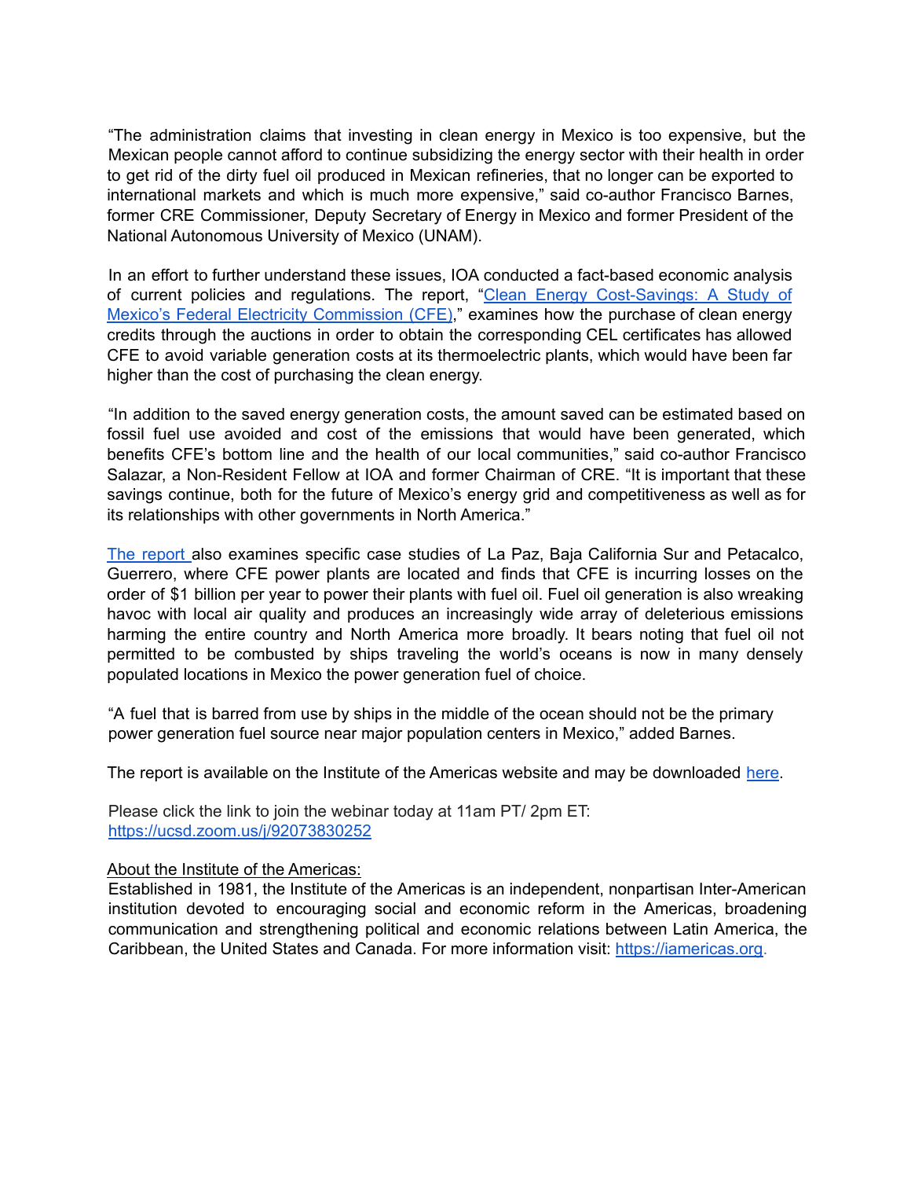"The administration claims that investing in clean energy in Mexico is too expensive, but the Mexican people cannot afford to continue subsidizing the energy sector with their health in order to get rid of the dirty fuel oil produced in Mexican refineries, that no longer can be exported to international markets and which is much more expensive," said co-author Francisco Barnes, former CRE Commissioner, Deputy Secretary of Energy in Mexico and former President of the National Autonomous University of Mexico (UNAM).

In an effort to further understand these issues, IOA conducted a fact-based economic analysis of current policies and regulations. The report, "Clean Energy Cost-Savings: A Study of Mexico's Federal Electricity Commission (CFE)," examines how the purchase of clean energy credits through the auctions in order to obtain the corresponding CEL certificates has allowed CFE to avoid variable generation costs at its thermoelectric plants, which would have been far higher than the cost of purchasing the clean energy.

"In addition to the saved energy generation costs, the amount saved can be estimated based on fossil fuel use avoided and cost of the emissions that would have been generated, which benefits CFE's bottom line and the health of our local communities," said co-author Francisco Salazar, a Non-Resident Fellow at IOA and former Chairman of CRE. "It is important that these savings continue, both for the future of Mexico's energy grid and competitiveness as well as for its relationships with other governments in North America."

The report also examines specific case studies of La Paz, Baja California Sur and Petacalco, Guerrero, where CFE power plants are located and finds that CFE is incurring losses on the order of $1 billion per year to power their plants with fuel oil. Fuel oil generation is also wreaking havoc with local air quality and produces an increasingly wide array of deleterious emissions harming the entire country and North America more broadly. It bears noting that fuel oil not permitted to be combusted by ships traveling the world's oceans is now in many densely populated locations in Mexico the power generation fuel of choice.

"A fuel that is barred from use by ships in the middle of the ocean should not be the primary power generation fuel source near major population centers in Mexico," added Barnes.

The report is available on the Institute of the Americas website and may be downloaded here.

Please click the link to join the webinar today at 11am PT/ 2pm ET:
https://ucsd.zoom.us/j/92073830252

About the Institute of the Americas:

Established in 1981, the Institute of the Americas is an independent, nonpartisan Inter-American institution devoted to encouraging social and economic reform in the Americas, broadening communication and strengthening political and economic relations between Latin America, the Caribbean, the United States and Canada. For more information visit: https://iamericas.org.